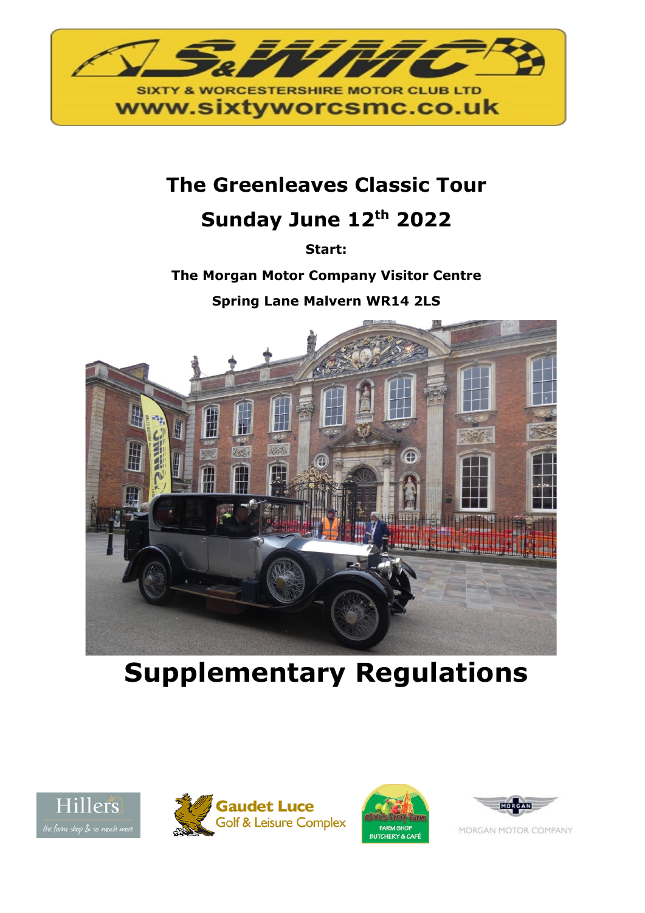SIXTY & WORCESTERSHIRE MOTOR CLUB LTD

www.sixtyworcsmc.co.uk

# The Greenleaves Classic Tour

# Sunday June 12th 2022

**Start:**

**The Morgan Motor Company Visitor Centre**

**Spring Lane Malvern WR14 2LS**

# Supplementary Regulations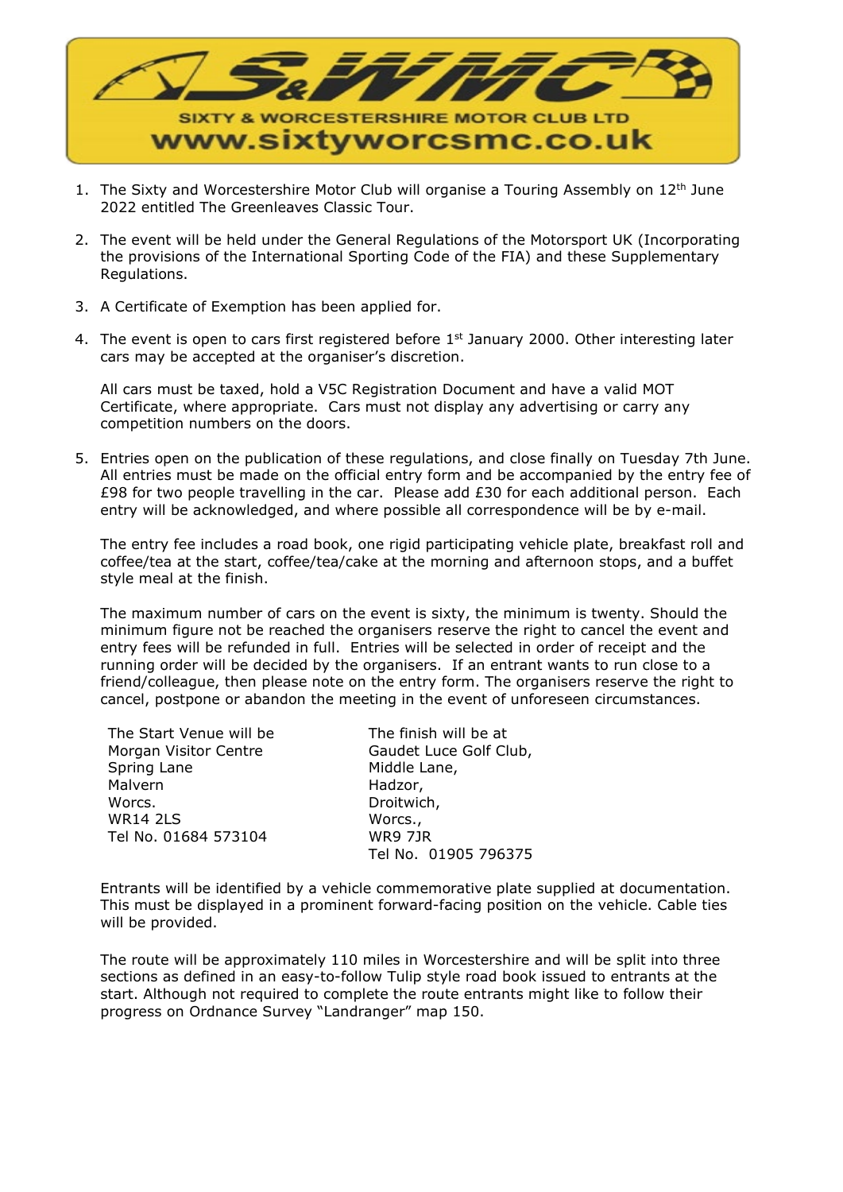SIXTY & WORCESTERSHIRE MOTOR CLUB LTD

www.sixtyworcsmc.co.uk

1. The Sixty and Worcestershire Motor Club will organise a Touring Assembly on 12th June 2022 entitled The Greenleaves Classic Tour.

2. The event will be held under the General Regulations of the Motorsport UK (Incorporating the provisions of the International Sporting Code of the FIA) and these Supplementary Regulations.

3. A Certificate of Exemption has been applied for.

4. The event is open to cars first registered before 1st January 2000. Other interesting later cars may be accepted at the organiser's discretion.

   All cars must be taxed, hold a V5C Registration Document and have a valid MOT Certificate, where appropriate. Cars must not display any advertising or carry any competition numbers on the doors.

5. Entries open on the publication of these regulations, and close finally on Tuesday 7th June. All entries must be made on the official entry form and be accompanied by the entry fee of £98 for two people travelling in the car. Please add £30 for each additional person. Each entry will be acknowledged, and where possible all correspondence will be by e-mail.

   The entry fee includes a road book, one rigid participating vehicle plate, breakfast roll and coffee/tea at the start, coffee/tea/cake at the morning and afternoon stops, and a buffet style meal at the finish.

   The maximum number of cars on the event is sixty, the minimum is twenty. Should the minimum figure not be reached the organisers reserve the right to cancel the event and entry fees will be refunded in full. Entries will be selected in order of receipt and the running order will be decided by the organisers. If an entrant wants to run close to a friend/colleague, then please note on the entry form. The organisers reserve the right to cancel, postpone or abandon the meeting in the event of unforeseen circumstances.

   The Start Venue will be
   Morgan Visitor Centre
   Spring Lane
   Malvern
   Worcs.
   WR14 2LS
   Tel No. 01684 573104

   The finish will be at
   Gaudet Luce Golf Club,
   Middle Lane,
   Hadzor,
   Droitwich,
   Worcs.,
   WR9 7JR
   Tel No. 01905 796375

   Entrants will be identified by a vehicle commemorative plate supplied at documentation. This must be displayed in a prominent forward-facing position on the vehicle. Cable ties will be provided.

   The route will be approximately 110 miles in Worcestershire and will be split into three sections as defined in an easy-to-follow Tulip style road book issued to entrants at the start. Although not required to complete the route entrants might like to follow their progress on Ordnance Survey "Landranger" map 150.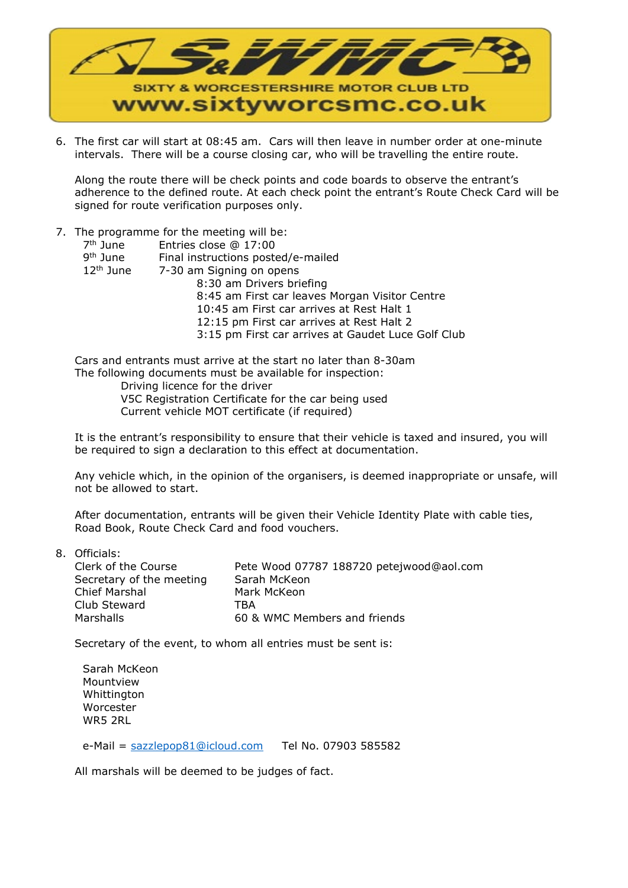6. The first car will start at 08:45 am. Cars will then leave in number order at one-minute intervals. There will be a course closing car, who will be travelling the entire route.

   Along the route there will be check points and code boards to observe the entrant's adherence to the defined route. At each check point the entrant's Route Check Card will be signed for route verification purposes only.

7. The programme for the meeting will be:

   | | |
   |---|---|
   | 7th June | Entries close @ 17:00 |
   | 9th June | Final instructions posted/e-mailed |
   | 12th June | 7-30 am Signing on opens |
   | | 8:30 am Drivers briefing |
   | | 8:45 am First car leaves Morgan Visitor Centre |
   | | 10:45 am First car arrives at Rest Halt 1 |
   | | 12:15 pm First car arrives at Rest Halt 2 |
   | | 3:15 pm First car arrives at Gaudet Luce Golf Club |

   Cars and entrants must arrive at the start no later than 8-30am
   The following documents must be available for inspection:
   - Driving licence for the driver
   - V5C Registration Certificate for the car being used
   - Current vehicle MOT certificate (if required)

   It is the entrant's responsibility to ensure that their vehicle is taxed and insured, you will be required to sign a declaration to this effect at documentation.

   Any vehicle which, in the opinion of the organisers, is deemed inappropriate or unsafe, will not be allowed to start.

   After documentation, entrants will be given their Vehicle Identity Plate with cable ties, Road Book, Route Check Card and food vouchers.

8. Officials:

   | | |
   |---|---|
   | Clerk of the Course | Pete Wood 07787 188720 petejwood@aol.com |
   | Secretary of the meeting | Sarah McKeon |
   | Chief Marshal | Mark McKeon |
   | Club Steward | TBA |
   | Marshalls | 60 & WMC Members and friends |

   Secretary of the event, to whom all entries must be sent is:

   Sarah McKeon
   Mountview
   Whittington
   Worcester
   WR5 2RL

   e-Mail = sazzlepop81@icloud.com Tel No. 07903 585582

   All marshals will be deemed to be judges of fact.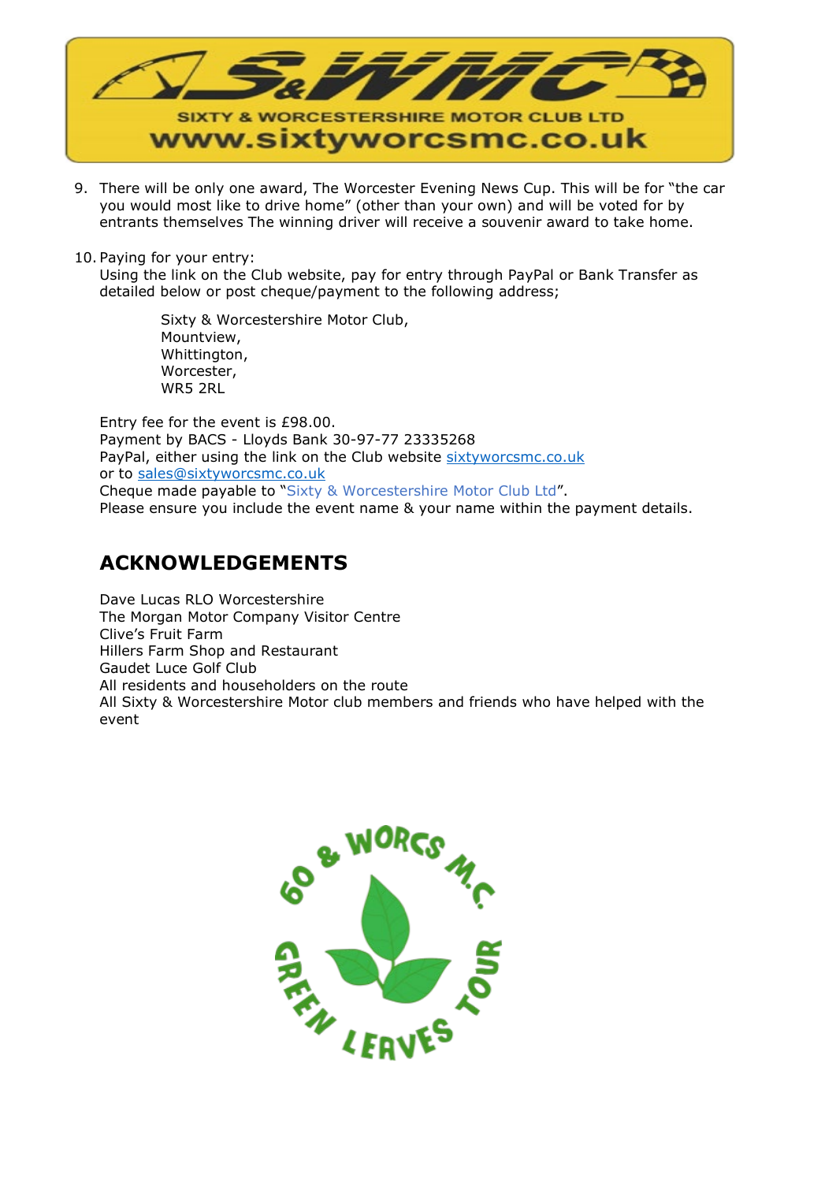9. There will be only one award, The Worcester Evening News Cup. This will be for "the car you would most like to drive home" (other than your own) and will be voted for by entrants themselves The winning driver will receive a souvenir award to take home.

10. Paying for your entry:
    Using the link on the Club website, pay for entry through PayPal or Bank Transfer as detailed below or post cheque/payment to the following address;

    Sixty & Worcestershire Motor Club,
    Mountview,
    Whittington,
    Worcester,
    WR5 2RL

    Entry fee for the event is £98.00.
    Payment by BACS - Lloyds Bank 30-97-77 23335268
    PayPal, either using the link on the Club website sixtyworcsmc.co.uk
    or to sales@sixtyworcsmc.co.uk
    Cheque made payable to "Sixty & Worcestershire Motor Club Ltd".
    Please ensure you include the event name & your name within the payment details.

## ACKNOWLEDGEMENTS

Dave Lucas RLO Worcestershire
The Morgan Motor Company Visitor Centre
Clive's Fruit Farm
Hillers Farm Shop and Restaurant
Gaudet Luce Golf Club
All residents and householders on the route
All Sixty & Worcestershire Motor club members and friends who have helped with the event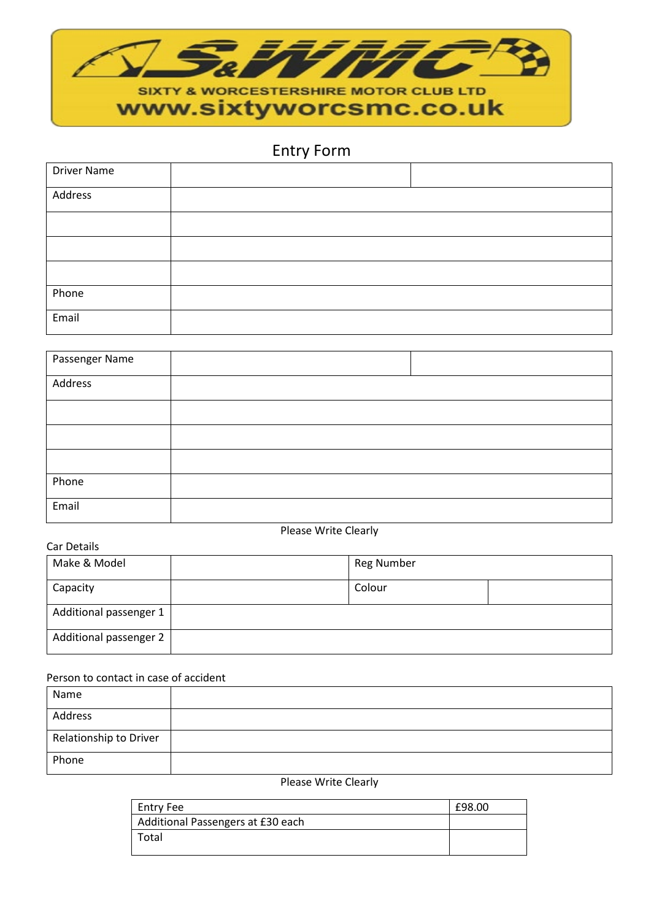SIXTY & WORCESTERSHIRE MOTOR CLUB LTD

www.sixtyworcsmc.co.uk

# Entry Form

| Driver Name | | |
|---|---|---|
| Address | | |
| | | |
| | | |
| | | |
| Phone | | |
| Email | | |

| Passenger Name | | |
|---|---|---|
| Address | | |
| | | |
| | | |
| | | |
| Phone | | |
| Email | | |

Please Write Clearly

Car Details

| Make & Model | | Reg Number | |
|---|---|---|---|
| Capacity | | Colour | |
| Additional passenger 1 | | | |
| Additional passenger 2 | | | |

Person to contact in case of accident

| Name | |
|---|---|
| Address | |
| Relationship to Driver | |
| Phone | |

Please Write Clearly

| Entry Fee | £98.00 |
|---|---|
| Additional Passengers at £30 each | |
| Total | |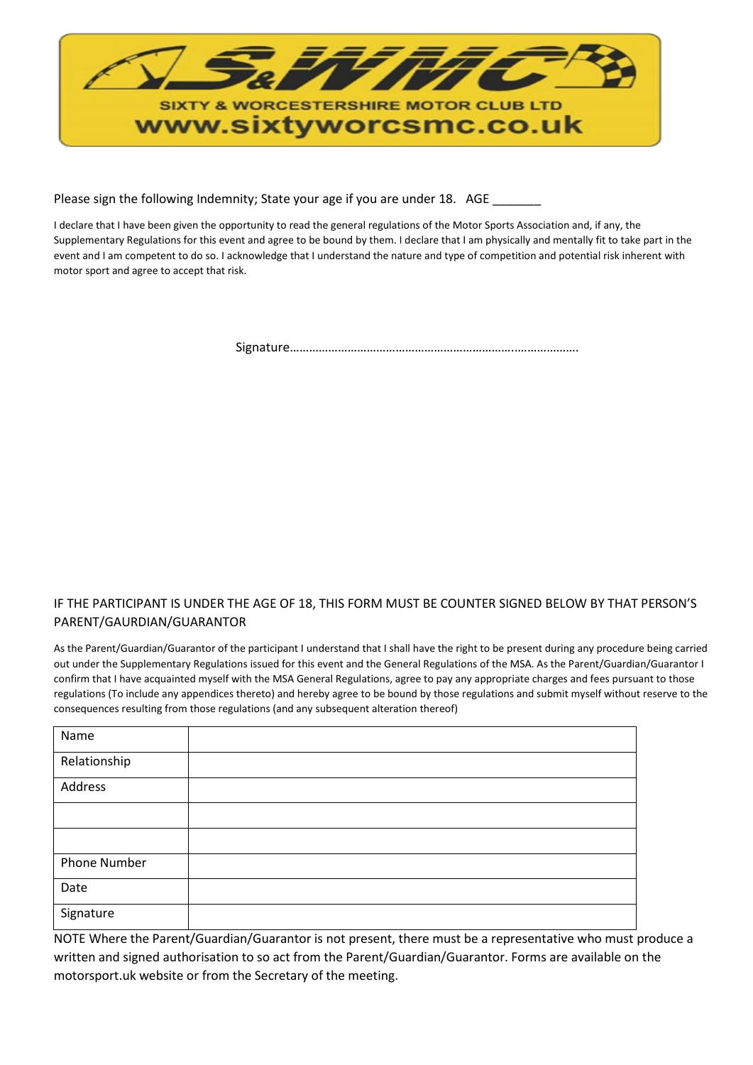SIXTY & WORCESTERSHIRE MOTOR CLUB LTD

www.sixtyworcsmc.co.uk

Please sign the following Indemnity; State your age if you are under 18. AGE _______

I declare that I have been given the opportunity to read the general regulations of the Motor Sports Association and, if any, the Supplementary Regulations for this event and agree to be bound by them. I declare that I am physically and mentally fit to take part in the event and I am competent to do so. I acknowledge that I understand the nature and type of competition and potential risk inherent with motor sport and agree to accept that risk.

Signature……………………………………………………………..………………

IF THE PARTICIPANT IS UNDER THE AGE OF 18, THIS FORM MUST BE COUNTER SIGNED BELOW BY THAT PERSON'S PARENT/GAURDIAN/GUARANTOR

As the Parent/Guardian/Guarantor of the participant I understand that I shall have the right to be present during any procedure being carried out under the Supplementary Regulations issued for this event and the General Regulations of the MSA. As the Parent/Guardian/Guarantor I confirm that I have acquainted myself with the MSA General Regulations, agree to pay any appropriate charges and fees pursuant to those regulations (To include any appendices thereto) and hereby agree to be bound by those regulations and submit myself without reserve to the consequences resulting from those regulations (and any subsequent alteration thereof)

| | |
|---|---|
| Name | |
| Relationship | |
| Address | |
| | |
| | |
| Phone Number | |
| Date | |
| Signature | |

NOTE Where the Parent/Guardian/Guarantor is not present, there must be a representative who must produce a written and signed authorisation to so act from the Parent/Guardian/Guarantor. Forms are available on the motorsport.uk website or from the Secretary of the meeting.